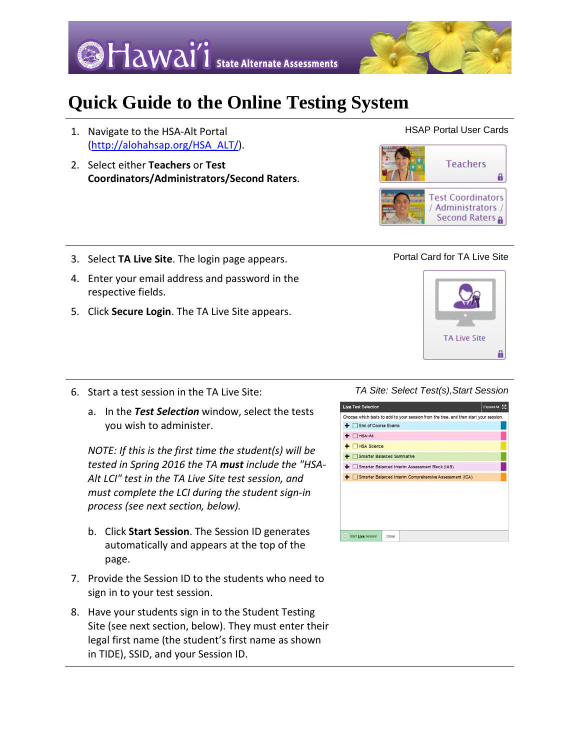Hawai'i State Alternate Assessments

# Quick Guide to the Online Testing System

1. Navigate to the HSA-Alt Portal (http://alohahsap.org/HSA_ALT/).
2. Select either **Teachers** or **Test Coordinators/Administrators/Second Raters**.

HSAP Portal User Cards

Teachers

Test Coordinators / Administrators / Second Raters

---

3. Select **TA Live Site**. The login page appears.
4. Enter your email address and password in the respective fields.
5. Click **Secure Login**. The TA Live Site appears.

Portal Card for TA Live Site

TA Live Site

---

6. Start a test session in the TA Live Site:

   a. In the ***Test Selection*** window, select the tests you wish to administer.

   *NOTE: If this is the first time the student(s) will be tested in Spring 2016 the TA* ***must*** *include the "HSA-Alt LCI" test in the TA Live Site test session, and must complete the LCI during the student sign-in process (see next section, below).*

   b. Click **Start Session**. The Session ID generates automatically and appears at the top of the page.

7. Provide the Session ID to the students who need to sign in to your test session.
8. Have your students sign in to the Student Testing Site (see next section, below). They must enter their legal first name (the student's first name as shown in TIDE), SSID, and your Session ID.

*TA Site: Select Test(s),Start Session*

Live Test Selection — Expand All

Choose which tests to add to your session from the tree, and then start your session.

- End of Course Exams
- HSA-Alt
- HSA Science
- Smarter Balanced Summative
- Smarter Balanced Interim Assessment Block (IAB)
- Smarter Balanced Interim Comprehensive Assessment (ICA)

Start Live Session | Close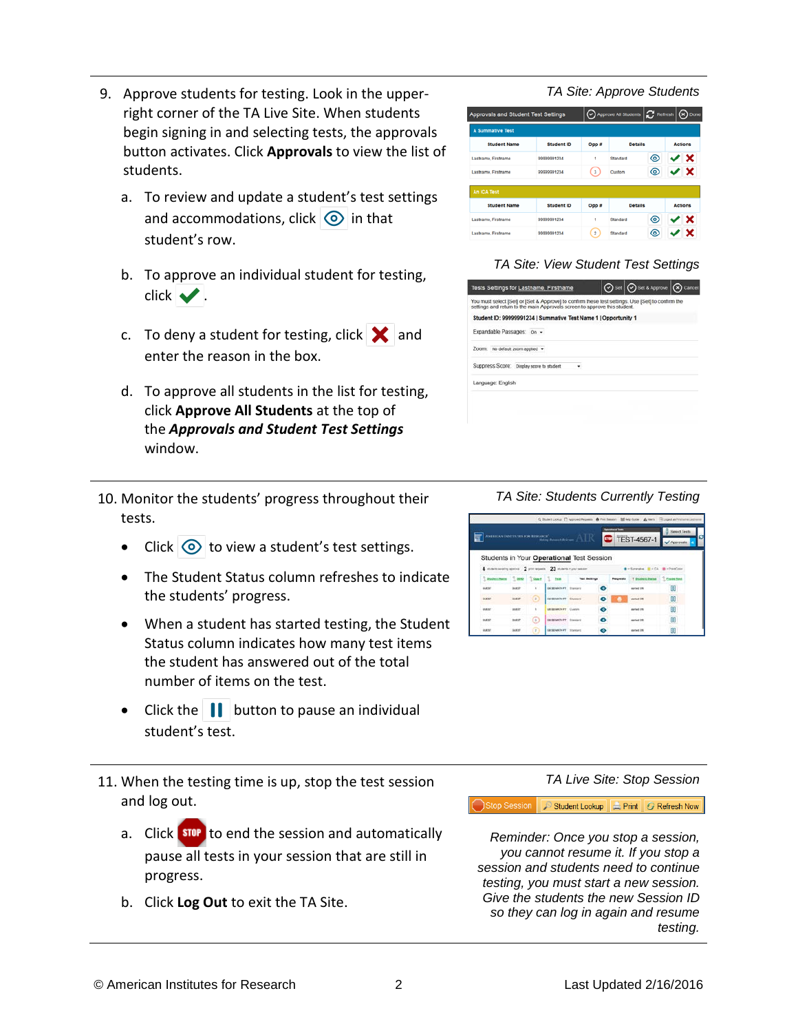9. Approve students for testing. Look in the upper-right corner of the TA Live Site. When students begin signing in and selecting tests, the approvals button activates. Click **Approvals** to view the list of students.

   a. To review and update a student's test settings and accommodations, click [eye icon] in that student's row.

   b. To approve an individual student for testing, click [✔].

   c. To deny a student for testing, click [✘] and enter the reason in the box.

   d. To approve all students in the list for testing, click **Approve All Students** at the top of the ***Approvals and Student Test Settings*** window.

*TA Site: Approve Students*

*TA Site: View Student Test Settings*

10. Monitor the students' progress throughout their tests.

   - Click [eye icon] to view a student's test settings.
   - The Student Status column refreshes to indicate the students' progress.
   - When a student has started testing, the Student Status column indicates how many test items the student has answered out of the total number of items on the test.
   - Click the [pause] button to pause an individual student's test.

*TA Site: Students Currently Testing*

11. When the testing time is up, stop the test session and log out.

   a. Click [STOP] to end the session and automatically pause all tests in your session that are still in progress.

   b. Click **Log Out** to exit the TA Site.

*TA Live Site: Stop Session*

*Reminder: Once you stop a session, you cannot resume it. If you stop a session and students need to continue testing, you must start a new session. Give the students the new Session ID so they can log in again and resume testing.*

© American Institutes for Research

Last Updated 2/16/2016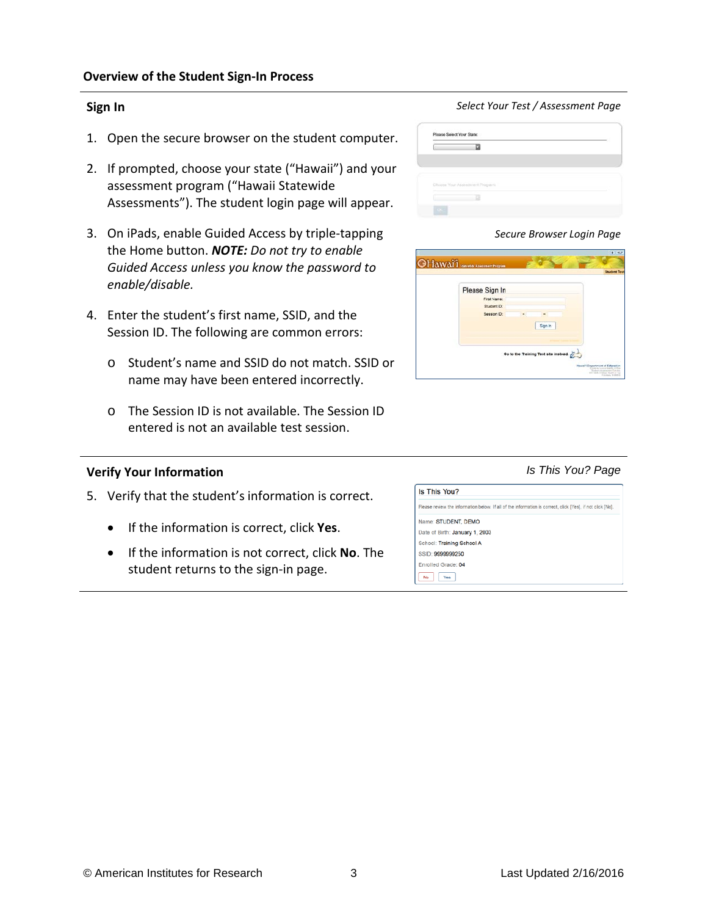## Overview of the Student Sign-In Process

### Sign In

*Select Your Test / Assessment Page*

*Secure Browser Login Page*

1. Open the secure browser on the student computer.
2. If prompted, choose your state (“Hawaii”) and your assessment program (“Hawaii Statewide Assessments”). The student login page will appear.
3. On iPads, enable Guided Access by triple-tapping the Home button. ***NOTE:*** *Do not try to enable Guided Access unless you know the password to enable/disable.*
4. Enter the student’s first name, SSID, and the Session ID. The following are common errors:
    - Student’s name and SSID do not match. SSID or name may have been entered incorrectly.
    - The Session ID is not available. The Session ID entered is not an available test session.

### Verify Your Information

*Is This You? Page*

5. Verify that the student’s information is correct.
    - If the information is correct, click **Yes**.
    - If the information is not correct, click **No**. The student returns to the sign-in page.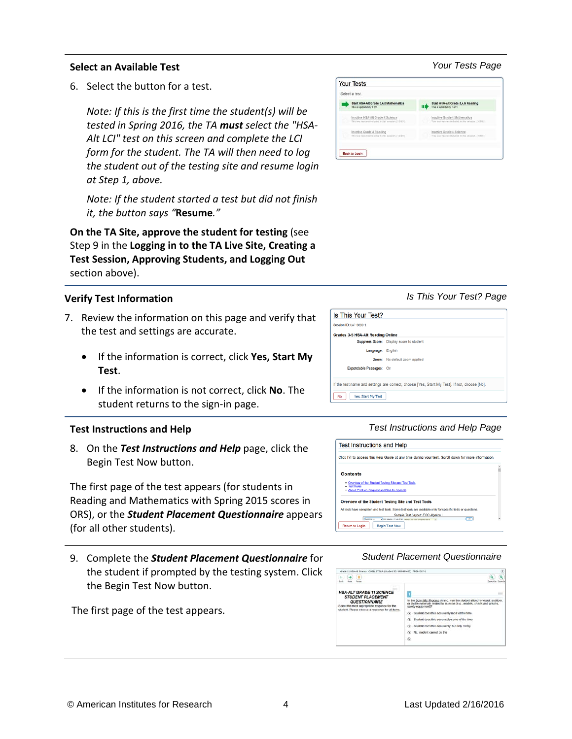### Select an Available Test

*Your Tests Page*

6. Select the button for a test.

   *Note: If this is the first time the student(s) will be tested in Spring 2016, the TA **must** select the "HSA-Alt LCI" test on this screen and complete the LCI form for the student. The TA will then need to log the student out of the testing site and resume login at Step 1, above.*

   *Note: If the student started a test but did not finish it, the button says "**Resume**."*

**On the TA Site, approve the student for testing** (see Step 9 in the **Logging in to the TA Live Site, Creating a Test Session, Approving Students, and Logging Out** section above).

### Verify Test Information

*Is This Your Test? Page*

7. Review the information on this page and verify that the test and settings are accurate.
   - If the information is correct, click **Yes, Start My Test**.
   - If the information is not correct, click **No**. The student returns to the sign-in page.

### Test Instructions and Help

*Test Instructions and Help Page*

8. On the ***Test Instructions and Help*** page, click the Begin Test Now button.

The first page of the test appears (for students in Reading and Mathematics with Spring 2015 scores in ORS), or the ***Student Placement Questionnaire*** appears (for all other students).

*Student Placement Questionnaire*

9. Complete the ***Student Placement Questionnaire*** for the student if prompted by the testing system. Click the Begin Test Now button.

The first page of the test appears.